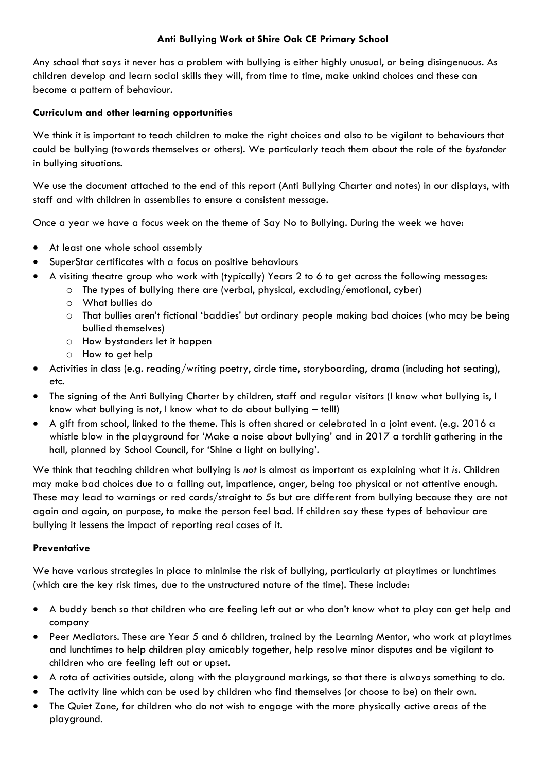# Anti Bullying Work at Shire Oak CE Primary School

Any school that says it never has a problem with bullying is either highly unusual, or being disingenuous. As children develop and learn social skills they will, from time to time, make unkind choices and these can become a pattern of behaviour.

## Curriculum and other learning opportunities

We think it is important to teach children to make the right choices and also to be vigilant to behaviours that could be bullying (towards themselves or others). We particularly teach them about the role of the *bystander* in bullying situations.

We use the document attached to the end of this report (Anti Bullying Charter and notes) in our displays, with staff and with children in assemblies to ensure a consistent message.

Once a year we have a focus week on the theme of Say No to Bullying. During the week we have:

- At least one whole school assembly
- SuperStar certificates with a focus on positive behaviours
- A visiting theatre group who work with (typically) Years 2 to 6 to get across the following messages:
    - The types of bullying there are (verbal, physical, excluding/emotional, cyber)
    - What bullies do
    - That bullies aren't fictional 'baddies' but ordinary people making bad choices (who may be being bullied themselves)
    - How bystanders let it happen
    - How to get help
- Activities in class (e.g. reading/writing poetry, circle time, storyboarding, drama (including hot seating), etc.
- The signing of the Anti Bullying Charter by children, staff and regular visitors (I know what bullying is, I know what bullying is not, I know what to do about bullying – tell!)
- A gift from school, linked to the theme. This is often shared or celebrated in a joint event. (e.g. 2016 a whistle blow in the playground for 'Make a noise about bullying' and in 2017 a torchlit gathering in the hall, planned by School Council, for 'Shine a light on bullying'.

We think that teaching children what bullying is *not* is almost as important as explaining what it *is*. Children may make bad choices due to a falling out, impatience, anger, being too physical or not attentive enough. These may lead to warnings or red cards/straight to 5s but are different from bullying because they are not again and again, on purpose, to make the person feel bad. If children say these types of behaviour are bullying it lessens the impact of reporting real cases of it.

## Preventative

We have various strategies in place to minimise the risk of bullying, particularly at playtimes or lunchtimes (which are the key risk times, due to the unstructured nature of the time). These include:

- A buddy bench so that children who are feeling left out or who don't know what to play can get help and company
- Peer Mediators. These are Year 5 and 6 children, trained by the Learning Mentor, who work at playtimes and lunchtimes to help children play amicably together, help resolve minor disputes and be vigilant to children who are feeling left out or upset.
- A rota of activities outside, along with the playground markings, so that there is always something to do.
- The activity line which can be used by children who find themselves (or choose to be) on their own.
- The Quiet Zone, for children who do not wish to engage with the more physically active areas of the playground.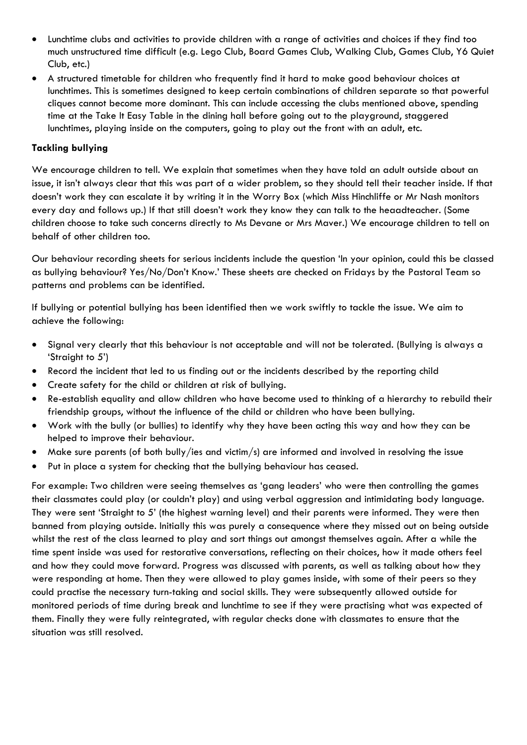- Lunchtime clubs and activities to provide children with a range of activities and choices if they find too much unstructured time difficult (e.g. Lego Club, Board Games Club, Walking Club, Games Club, Y6 Quiet Club, etc.)
- A structured timetable for children who frequently find it hard to make good behaviour choices at lunchtimes. This is sometimes designed to keep certain combinations of children separate so that powerful cliques cannot become more dominant. This can include accessing the clubs mentioned above, spending time at the Take It Easy Table in the dining hall before going out to the playground, staggered lunchtimes, playing inside on the computers, going to play out the front with an adult, etc.

**Tackling bullying**

We encourage children to tell. We explain that sometimes when they have told an adult outside about an issue, it isn't always clear that this was part of a wider problem, so they should tell their teacher inside. If that doesn't work they can escalate it by writing it in the Worry Box (which Miss Hinchliffe or Mr Nash monitors every day and follows up.) If that still doesn't work they know they can talk to the heaadteacher. (Some children choose to take such concerns directly to Ms Devane or Mrs Maver.) We encourage children to tell on behalf of other children too.

Our behaviour recording sheets for serious incidents include the question 'In your opinion, could this be classed as bullying behaviour? Yes/No/Don't Know.' These sheets are checked on Fridays by the Pastoral Team so patterns and problems can be identified.

If bullying or potential bullying has been identified then we work swiftly to tackle the issue. We aim to achieve the following:

- Signal very clearly that this behaviour is not acceptable and will not be tolerated. (Bullying is always a 'Straight to 5')
- Record the incident that led to us finding out or the incidents described by the reporting child
- Create safety for the child or children at risk of bullying.
- Re-establish equality and allow children who have become used to thinking of a hierarchy to rebuild their friendship groups, without the influence of the child or children who have been bullying.
- Work with the bully (or bullies) to identify why they have been acting this way and how they can be helped to improve their behaviour.
- Make sure parents (of both bully/ies and victim/s) are informed and involved in resolving the issue
- Put in place a system for checking that the bullying behaviour has ceased.

For example: Two children were seeing themselves as 'gang leaders' who were then controlling the games their classmates could play (or couldn't play) and using verbal aggression and intimidating body language. They were sent 'Straight to 5' (the highest warning level) and their parents were informed. They were then banned from playing outside. Initially this was purely a consequence where they missed out on being outside whilst the rest of the class learned to play and sort things out amongst themselves again. After a while the time spent inside was used for restorative conversations, reflecting on their choices, how it made others feel and how they could move forward. Progress was discussed with parents, as well as talking about how they were responding at home. Then they were allowed to play games inside, with some of their peers so they could practise the necessary turn-taking and social skills. They were subsequently allowed outside for monitored periods of time during break and lunchtime to see if they were practising what was expected of them. Finally they were fully reintegrated, with regular checks done with classmates to ensure that the situation was still resolved.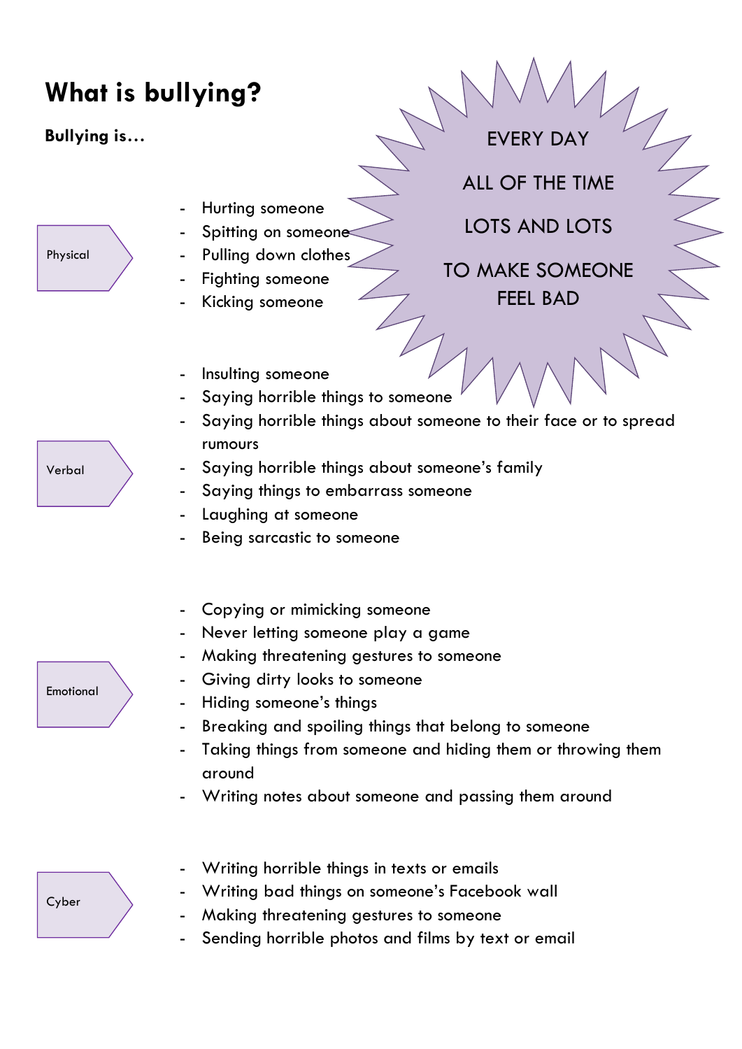# What is bullying?

**Bullying is…**

EVERY DAY

ALL OF THE TIME

LOTS AND LOTS

TO MAKE SOMEONE FEEL BAD

**Physical**

- Hurting someone
- Spitting on someone
- Pulling down clothes
- Fighting someone
- Kicking someone

**Verbal**

- Insulting someone
- Saying horrible things to someone
- Saying horrible things about someone to their face or to spread rumours
- Saying horrible things about someone's family
- Saying things to embarrass someone
- Laughing at someone
- Being sarcastic to someone

**Emotional**

- Copying or mimicking someone
- Never letting someone play a game
- Making threatening gestures to someone
- Giving dirty looks to someone
- Hiding someone's things
- Breaking and spoiling things that belong to someone
- Taking things from someone and hiding them or throwing them around
- Writing notes about someone and passing them around

**Cyber**

- Writing horrible things in texts or emails
- Writing bad things on someone's Facebook wall
- Making threatening gestures to someone
- Sending horrible photos and films by text or email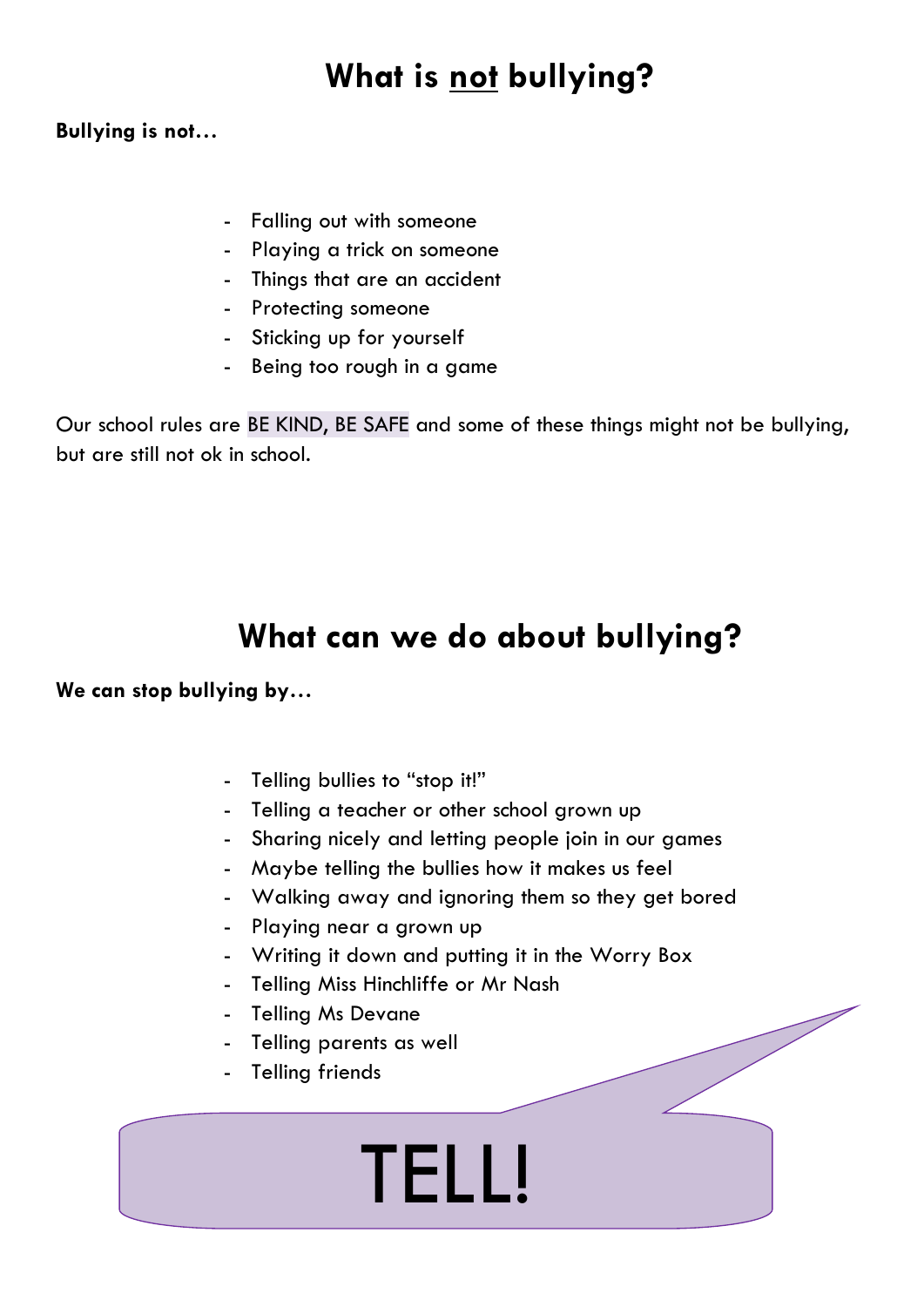# What is <u>not</u> bullying?

**Bullying is not…**

- Falling out with someone
- Playing a trick on someone
- Things that are an accident
- Protecting someone
- Sticking up for yourself
- Being too rough in a game

Our school rules are BE KIND, BE SAFE and some of these things might not be bullying, but are still not ok in school.

# What can we do about bullying?

**We can stop bullying by…**

- Telling bullies to "stop it!"
- Telling a teacher or other school grown up
- Sharing nicely and letting people join in our games
- Maybe telling the bullies how it makes us feel
- Walking away and ignoring them so they get bored
- Playing near a grown up
- Writing it down and putting it in the Worry Box
- Telling Miss Hinchliffe or Mr Nash
- Telling Ms Devane
- Telling parents as well
- Telling friends

TELL!